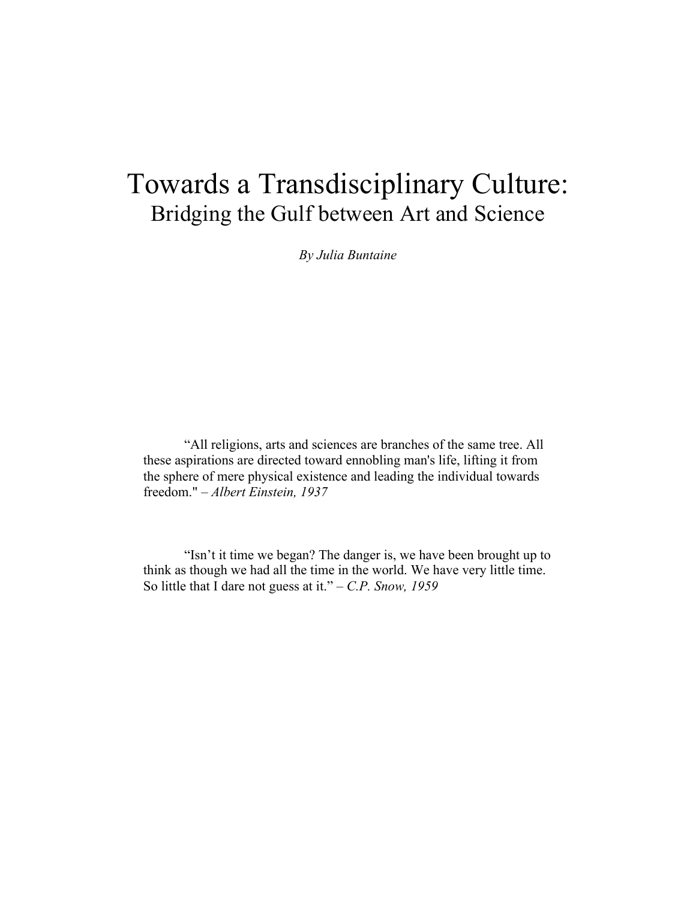# Towards a Transdisciplinary Culture:
## Bridging the Gulf between Art and Science

*By Julia Buntaine*

> “All religions, arts and sciences are branches of the same tree. All these aspirations are directed toward ennobling man's life, lifting it from the sphere of mere physical existence and leading the individual towards freedom." – *Albert Einstein, 1937*

> “Isn’t it time we began? The danger is, we have been brought up to think as though we had all the time in the world. We have very little time. So little that I dare not guess at it.” – *C.P. Snow, 1959*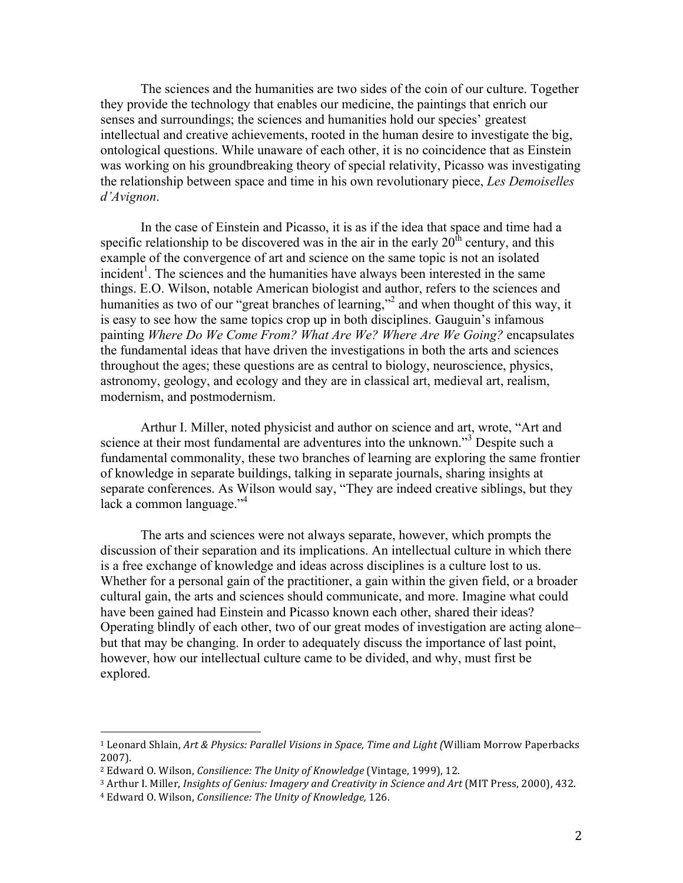The sciences and the humanities are two sides of the coin of our culture. Together they provide the technology that enables our medicine, the paintings that enrich our senses and surroundings; the sciences and humanities hold our species' greatest intellectual and creative achievements, rooted in the human desire to investigate the big, ontological questions. While unaware of each other, it is no coincidence that as Einstein was working on his groundbreaking theory of special relativity, Picasso was investigating the relationship between space and time in his own revolutionary piece, *Les Demoiselles d'Avignon*.

In the case of Einstein and Picasso, it is as if the idea that space and time had a specific relationship to be discovered was in the air in the early 20th century, and this example of the convergence of art and science on the same topic is not an isolated incident[1]. The sciences and the humanities have always been interested in the same things. E.O. Wilson, notable American biologist and author, refers to the sciences and humanities as two of our "great branches of learning,"[2] and when thought of this way, it is easy to see how the same topics crop up in both disciplines. Gauguin's infamous painting *Where Do We Come From? What Are We? Where Are We Going?* encapsulates the fundamental ideas that have driven the investigations in both the arts and sciences throughout the ages; these questions are as central to biology, neuroscience, physics, astronomy, geology, and ecology and they are in classical art, medieval art, realism, modernism, and postmodernism.

Arthur I. Miller, noted physicist and author on science and art, wrote, "Art and science at their most fundamental are adventures into the unknown."[3] Despite such a fundamental commonality, these two branches of learning are exploring the same frontier of knowledge in separate buildings, talking in separate journals, sharing insights at separate conferences. As Wilson would say, "They are indeed creative siblings, but they lack a common language."[4]

The arts and sciences were not always separate, however, which prompts the discussion of their separation and its implications. An intellectual culture in which there is a free exchange of knowledge and ideas across disciplines is a culture lost to us. Whether for a personal gain of the practitioner, a gain within the given field, or a broader cultural gain, the arts and sciences should communicate, and more. Imagine what could have been gained had Einstein and Picasso known each other, shared their ideas? Operating blindly of each other, two of our great modes of investigation are acting alone– but that may be changing. In order to adequately discuss the importance of last point, however, how our intellectual culture came to be divided, and why, must first be explored.

---

[1] Leonard Shlain, *Art & Physics: Parallel Visions in Space, Time and Light (*William Morrow Paperbacks 2007).

[2] Edward O. Wilson, *Consilience: The Unity of Knowledge* (Vintage, 1999), 12.

[3] Arthur I. Miller, *Insights of Genius: Imagery and Creativity in Science and Art* (MIT Press, 2000), 432.

[4] Edward O. Wilson, *Consilience: The Unity of Knowledge,* 126.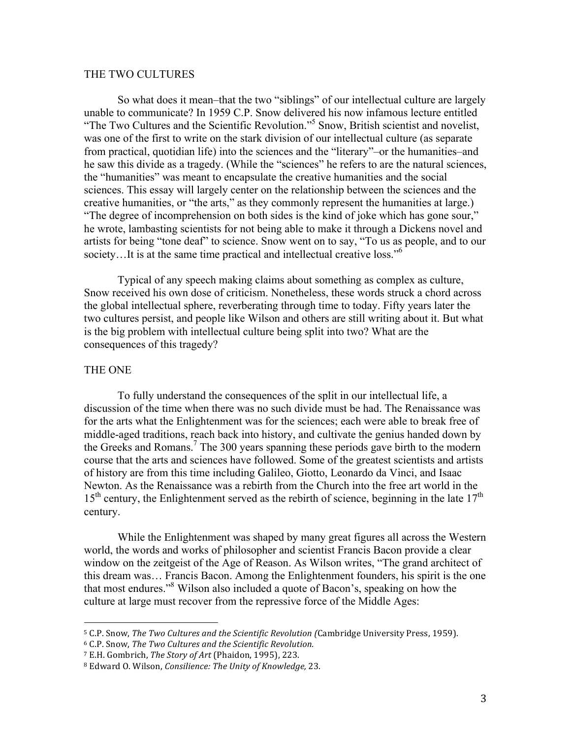## THE TWO CULTURES

So what does it mean–that the two "siblings" of our intellectual culture are largely unable to communicate? In 1959 C.P. Snow delivered his now infamous lecture entitled "The Two Cultures and the Scientific Revolution."[5] Snow, British scientist and novelist, was one of the first to write on the stark division of our intellectual culture (as separate from practical, quotidian life) into the sciences and the "literary"–or the humanities–and he saw this divide as a tragedy. (While the "sciences" he refers to are the natural sciences, the "humanities" was meant to encapsulate the creative humanities and the social sciences. This essay will largely center on the relationship between the sciences and the creative humanities, or "the arts," as they commonly represent the humanities at large.) "The degree of incomprehension on both sides is the kind of joke which has gone sour," he wrote, lambasting scientists for not being able to make it through a Dickens novel and artists for being "tone deaf" to science. Snow went on to say, "To us as people, and to our society…It is at the same time practical and intellectual creative loss."[6]

Typical of any speech making claims about something as complex as culture, Snow received his own dose of criticism. Nonetheless, these words struck a chord across the global intellectual sphere, reverberating through time to today. Fifty years later the two cultures persist, and people like Wilson and others are still writing about it. But what is the big problem with intellectual culture being split into two? What are the consequences of this tragedy?

## THE ONE

To fully understand the consequences of the split in our intellectual life, a discussion of the time when there was no such divide must be had. The Renaissance was for the arts what the Enlightenment was for the sciences; each were able to break free of middle-aged traditions, reach back into history, and cultivate the genius handed down by the Greeks and Romans.[7] The 300 years spanning these periods gave birth to the modern course that the arts and sciences have followed. Some of the greatest scientists and artists of history are from this time including Galileo, Giotto, Leonardo da Vinci, and Isaac Newton. As the Renaissance was a rebirth from the Church into the free art world in the 15th century, the Enlightenment served as the rebirth of science, beginning in the late 17th century.

While the Enlightenment was shaped by many great figures all across the Western world, the words and works of philosopher and scientist Francis Bacon provide a clear window on the zeitgeist of the Age of Reason. As Wilson writes, "The grand architect of this dream was… Francis Bacon. Among the Enlightenment founders, his spirit is the one that most endures."[8] Wilson also included a quote of Bacon's, speaking on how the culture at large must recover from the repressive force of the Middle Ages:

---

[5] C.P. Snow, *The Two Cultures and the Scientific Revolution (*Cambridge University Press, 1959).

[6] C.P. Snow, *The Two Cultures and the Scientific Revolution.*

[7] E.H. Gombrich, *The Story of Art* (Phaidon, 1995), 223.

[8] Edward O. Wilson, *Consilience: The Unity of Knowledge,* 23.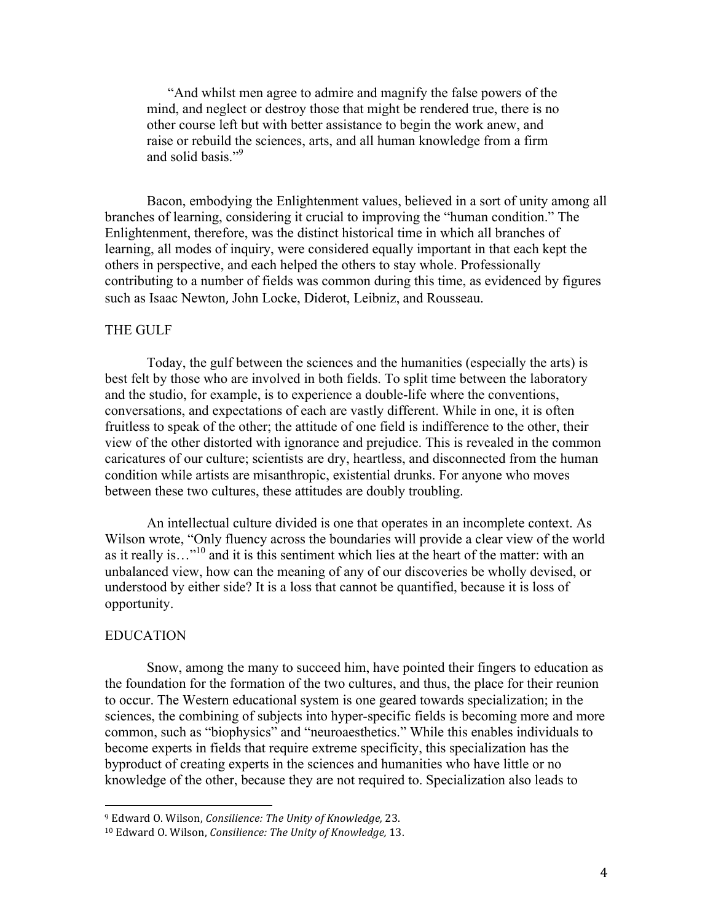> "And whilst men agree to admire and magnify the false powers of the mind, and neglect or destroy those that might be rendered true, there is no other course left but with better assistance to begin the work anew, and raise or rebuild the sciences, arts, and all human knowledge from a firm and solid basis."[9]

Bacon, embodying the Enlightenment values, believed in a sort of unity among all branches of learning, considering it crucial to improving the "human condition." The Enlightenment, therefore, was the distinct historical time in which all branches of learning, all modes of inquiry, were considered equally important in that each kept the others in perspective, and each helped the others to stay whole. Professionally contributing to a number of fields was common during this time, as evidenced by figures such as Isaac Newton, John Locke, Diderot, Leibniz, and Rousseau.

## THE GULF

Today, the gulf between the sciences and the humanities (especially the arts) is best felt by those who are involved in both fields. To split time between the laboratory and the studio, for example, is to experience a double-life where the conventions, conversations, and expectations of each are vastly different. While in one, it is often fruitless to speak of the other; the attitude of one field is indifference to the other, their view of the other distorted with ignorance and prejudice. This is revealed in the common caricatures of our culture; scientists are dry, heartless, and disconnected from the human condition while artists are misanthropic, existential drunks. For anyone who moves between these two cultures, these attitudes are doubly troubling.

An intellectual culture divided is one that operates in an incomplete context. As Wilson wrote, "Only fluency across the boundaries will provide a clear view of the world as it really is…"[10] and it is this sentiment which lies at the heart of the matter: with an unbalanced view, how can the meaning of any of our discoveries be wholly devised, or understood by either side? It is a loss that cannot be quantified, because it is loss of opportunity.

## EDUCATION

Snow, among the many to succeed him, have pointed their fingers to education as the foundation for the formation of the two cultures, and thus, the place for their reunion to occur. The Western educational system is one geared towards specialization; in the sciences, the combining of subjects into hyper-specific fields is becoming more and more common, such as "biophysics" and "neuroaesthetics." While this enables individuals to become experts in fields that require extreme specificity, this specialization has the byproduct of creating experts in the sciences and humanities who have little or no knowledge of the other, because they are not required to. Specialization also leads to

---

[9] Edward O. Wilson, *Consilience: The Unity of Knowledge,* 23.

[10] Edward O. Wilson, *Consilience: The Unity of Knowledge,* 13.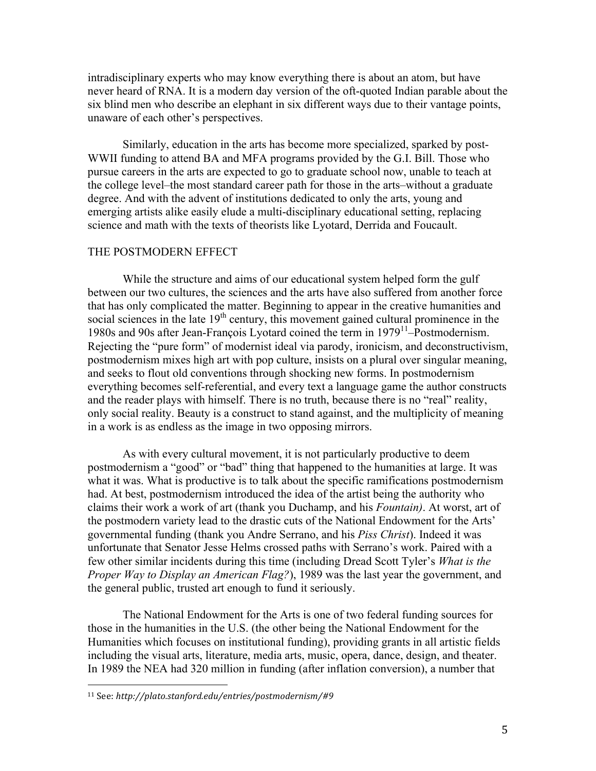intradisciplinary experts who may know everything there is about an atom, but have never heard of RNA. It is a modern day version of the oft-quoted Indian parable about the six blind men who describe an elephant in six different ways due to their vantage points, unaware of each other's perspectives.

Similarly, education in the arts has become more specialized, sparked by post-WWII funding to attend BA and MFA programs provided by the G.I. Bill. Those who pursue careers in the arts are expected to go to graduate school now, unable to teach at the college level–the most standard career path for those in the arts–without a graduate degree. And with the advent of institutions dedicated to only the arts, young and emerging artists alike easily elude a multi-disciplinary educational setting, replacing science and math with the texts of theorists like Lyotard, Derrida and Foucault.

## THE POSTMODERN EFFECT

While the structure and aims of our educational system helped form the gulf between our two cultures, the sciences and the arts have also suffered from another force that has only complicated the matter. Beginning to appear in the creative humanities and social sciences in the late 19th century, this movement gained cultural prominence in the 1980s and 90s after Jean-François Lyotard coined the term in 1979[11]–Postmodernism. Rejecting the "pure form" of modernist ideal via parody, ironicism, and deconstructivism, postmodernism mixes high art with pop culture, insists on a plural over singular meaning, and seeks to flout old conventions through shocking new forms. In postmodernism everything becomes self-referential, and every text a language game the author constructs and the reader plays with himself. There is no truth, because there is no "real" reality, only social reality. Beauty is a construct to stand against, and the multiplicity of meaning in a work is as endless as the image in two opposing mirrors.

As with every cultural movement, it is not particularly productive to deem postmodernism a "good" or "bad" thing that happened to the humanities at large. It was what it was. What is productive is to talk about the specific ramifications postmodernism had. At best, postmodernism introduced the idea of the artist being the authority who claims their work a work of art (thank you Duchamp, and his *Fountain)*. At worst, art of the postmodern variety lead to the drastic cuts of the National Endowment for the Arts' governmental funding (thank you Andre Serrano, and his *Piss Christ*). Indeed it was unfortunate that Senator Jesse Helms crossed paths with Serrano's work. Paired with a few other similar incidents during this time (including Dread Scott Tyler's *What is the Proper Way to Display an American Flag?*), 1989 was the last year the government, and the general public, trusted art enough to fund it seriously.

The National Endowment for the Arts is one of two federal funding sources for those in the humanities in the U.S. (the other being the National Endowment for the Humanities which focuses on institutional funding), providing grants in all artistic fields including the visual arts, literature, media arts, music, opera, dance, design, and theater. In 1989 the NEA had 320 million in funding (after inflation conversion), a number that

---

[11] See: *http://plato.stanford.edu/entries/postmodernism/#9*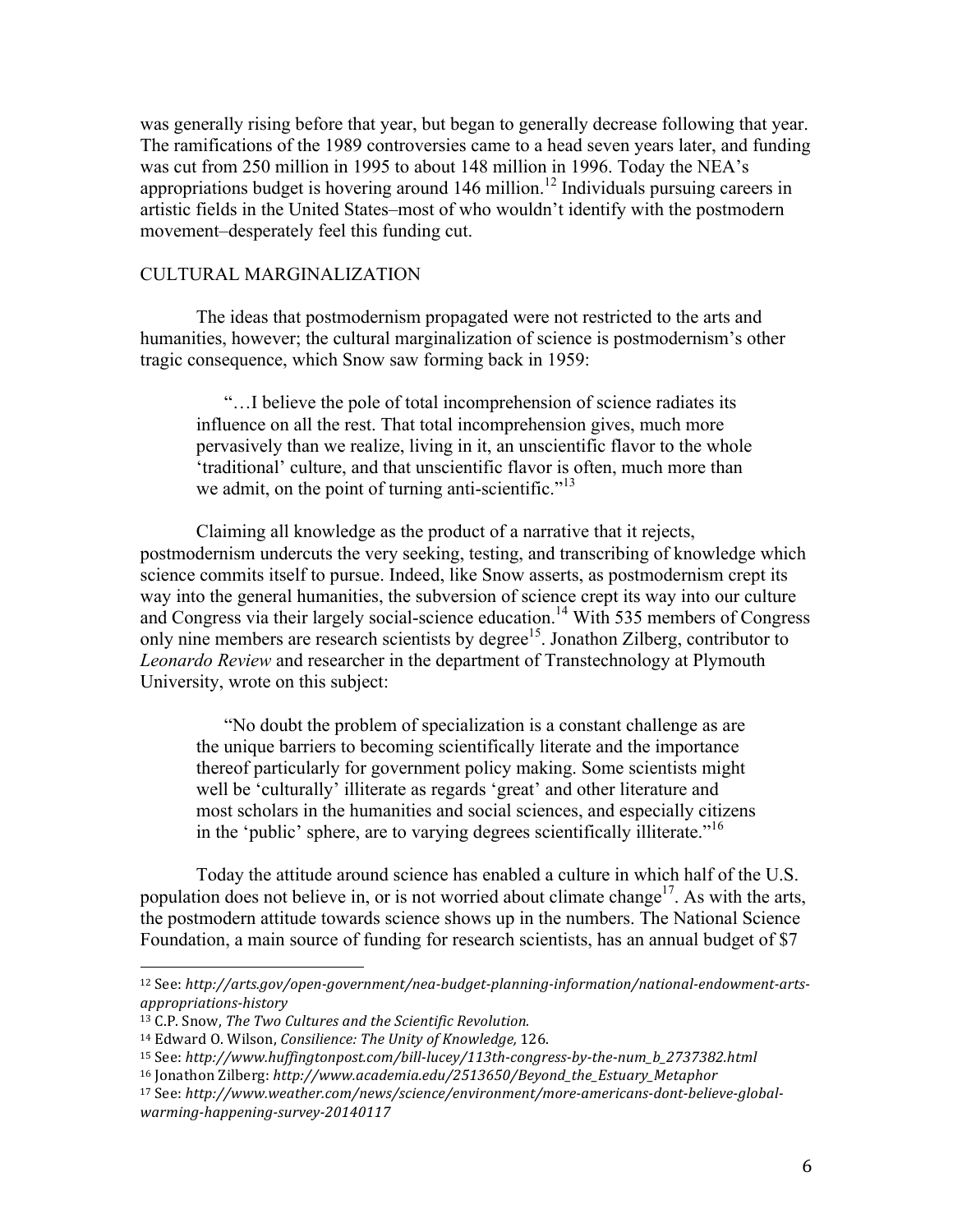was generally rising before that year, but began to generally decrease following that year. The ramifications of the 1989 controversies came to a head seven years later, and funding was cut from 250 million in 1995 to about 148 million in 1996. Today the NEA's appropriations budget is hovering around 146 million.[12] Individuals pursuing careers in artistic fields in the United States–most of who wouldn't identify with the postmodern movement–desperately feel this funding cut.

## CULTURAL MARGINALIZATION

The ideas that postmodernism propagated were not restricted to the arts and humanities, however; the cultural marginalization of science is postmodernism's other tragic consequence, which Snow saw forming back in 1959:

> "…I believe the pole of total incomprehension of science radiates its influence on all the rest. That total incomprehension gives, much more pervasively than we realize, living in it, an unscientific flavor to the whole 'traditional' culture, and that unscientific flavor is often, much more than we admit, on the point of turning anti-scientific."[13]

Claiming all knowledge as the product of a narrative that it rejects, postmodernism undercuts the very seeking, testing, and transcribing of knowledge which science commits itself to pursue. Indeed, like Snow asserts, as postmodernism crept its way into the general humanities, the subversion of science crept its way into our culture and Congress via their largely social-science education.[14] With 535 members of Congress only nine members are research scientists by degree[15]. Jonathon Zilberg, contributor to *Leonardo Review* and researcher in the department of Transtechnology at Plymouth University, wrote on this subject:

> "No doubt the problem of specialization is a constant challenge as are the unique barriers to becoming scientifically literate and the importance thereof particularly for government policy making. Some scientists might well be 'culturally' illiterate as regards 'great' and other literature and most scholars in the humanities and social sciences, and especially citizens in the 'public' sphere, are to varying degrees scientifically illiterate."[16]

Today the attitude around science has enabled a culture in which half of the U.S. population does not believe in, or is not worried about climate change[17]. As with the arts, the postmodern attitude towards science shows up in the numbers. The National Science Foundation, a main source of funding for research scientists, has an annual budget of $7

---

[12] See: *http://arts.gov/open-government/nea-budget-planning-information/national-endowment-arts-appropriations-history*

[13] C.P. Snow, *The Two Cultures and the Scientific Revolution.*

[14] Edward O. Wilson, *Consilience: The Unity of Knowledge,* 126.

[15] See: *http://www.huffingtonpost.com/bill-lucey/113th-congress-by-the-num_b_2737382.html*

[16] Jonathon Zilberg: *http://www.academia.edu/2513650/Beyond_the_Estuary_Metaphor*

[17] See: *http://www.weather.com/news/science/environment/more-americans-dont-believe-global-warming-happening-survey-20140117*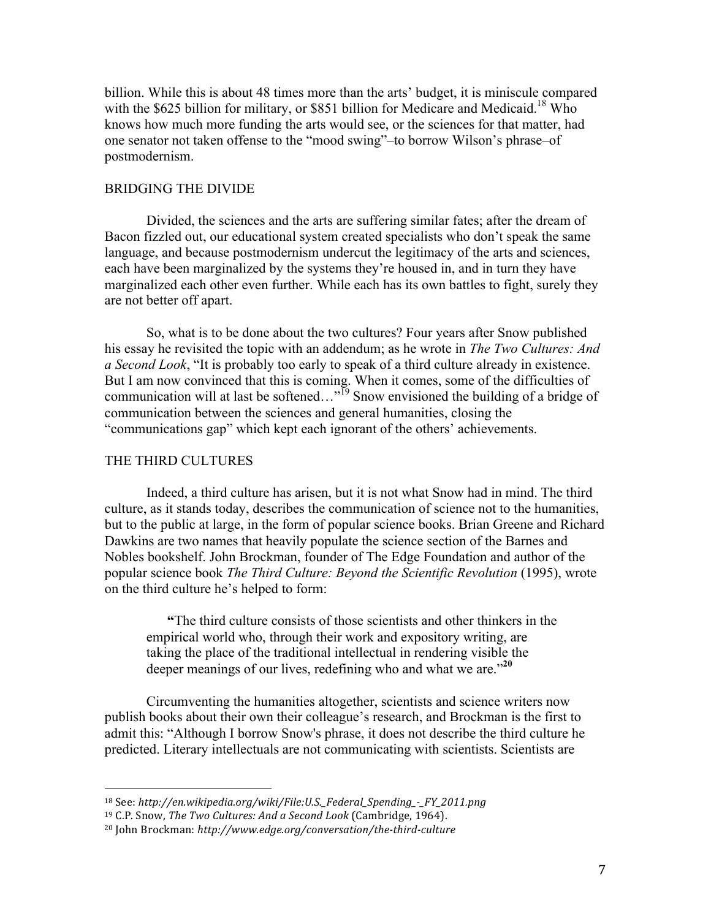billion. While this is about 48 times more than the arts' budget, it is miniscule compared with the $625 billion for military, or $851 billion for Medicare and Medicaid.[18] Who knows how much more funding the arts would see, or the sciences for that matter, had one senator not taken offense to the "mood swing"–to borrow Wilson's phrase–of postmodernism.

## BRIDGING THE DIVIDE

Divided, the sciences and the arts are suffering similar fates; after the dream of Bacon fizzled out, our educational system created specialists who don't speak the same language, and because postmodernism undercut the legitimacy of the arts and sciences, each have been marginalized by the systems they're housed in, and in turn they have marginalized each other even further. While each has its own battles to fight, surely they are not better off apart.

So, what is to be done about the two cultures? Four years after Snow published his essay he revisited the topic with an addendum; as he wrote in *The Two Cultures: And a Second Look*, "It is probably too early to speak of a third culture already in existence. But I am now convinced that this is coming. When it comes, some of the difficulties of communication will at last be softened…"[19] Snow envisioned the building of a bridge of communication between the sciences and general humanities, closing the "communications gap" which kept each ignorant of the others' achievements.

## THE THIRD CULTURES

Indeed, a third culture has arisen, but it is not what Snow had in mind. The third culture, as it stands today, describes the communication of science not to the humanities, but to the public at large, in the form of popular science books. Brian Greene and Richard Dawkins are two names that heavily populate the science section of the Barnes and Nobles bookshelf. John Brockman, founder of The Edge Foundation and author of the popular science book *The Third Culture: Beyond the Scientific Revolution* (1995), wrote on the third culture he's helped to form:

> "The third culture consists of those scientists and other thinkers in the empirical world who, through their work and expository writing, are taking the place of the traditional intellectual in rendering visible the deeper meanings of our lives, redefining who and what we are."[20]

Circumventing the humanities altogether, scientists and science writers now publish books about their own their colleague's research, and Brockman is the first to admit this: "Although I borrow Snow's phrase, it does not describe the third culture he predicted. Literary intellectuals are not communicating with scientists. Scientists are

---

[18] See: *http://en.wikipedia.org/wiki/File:U.S._Federal_Spending_-_FY_2011.png*

[19] C.P. Snow, *The Two Cultures: And a Second Look* (Cambridge, 1964).

[20] John Brockman: *http://www.edge.org/conversation/the-third-culture*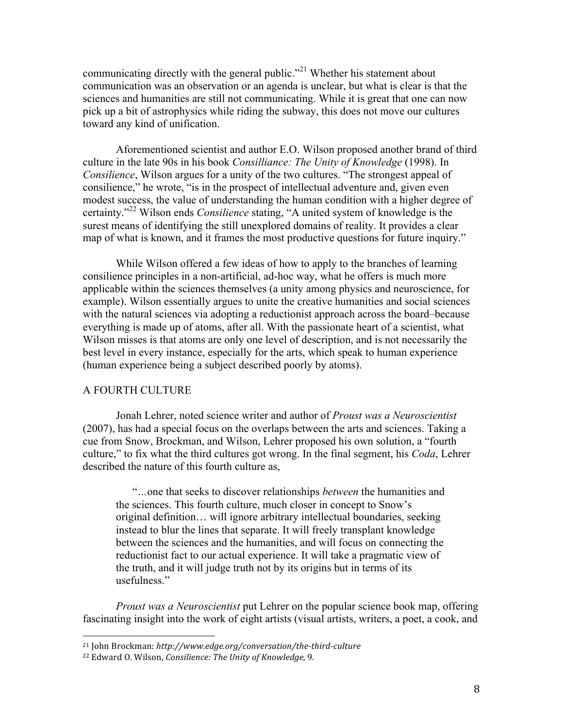communicating directly with the general public."[21] Whether his statement about communication was an observation or an agenda is unclear, but what is clear is that the sciences and humanities are still not communicating. While it is great that one can now pick up a bit of astrophysics while riding the subway, this does not move our cultures toward any kind of unification.

Aforementioned scientist and author E.O. Wilson proposed another brand of third culture in the late 90s in his book *Consilliance: The Unity of Knowledge* (1998). In *Consilience*, Wilson argues for a unity of the two cultures. "The strongest appeal of consilience," he wrote, "is in the prospect of intellectual adventure and, given even modest success, the value of understanding the human condition with a higher degree of certainty."[22] Wilson ends *Consilience* stating, "A united system of knowledge is the surest means of identifying the still unexplored domains of reality. It provides a clear map of what is known, and it frames the most productive questions for future inquiry."

While Wilson offered a few ideas of how to apply to the branches of learning consilience principles in a non-artificial, ad-hoc way, what he offers is much more applicable within the sciences themselves (a unity among physics and neuroscience, for example). Wilson essentially argues to unite the creative humanities and social sciences with the natural sciences via adopting a reductionist approach across the board–because everything is made up of atoms, after all. With the passionate heart of a scientist, what Wilson misses is that atoms are only one level of description, and is not necessarily the best level in every instance, especially for the arts, which speak to human experience (human experience being a subject described poorly by atoms).

## A FOURTH CULTURE

Jonah Lehrer, noted science writer and author of *Proust was a Neuroscientist* (2007), has had a special focus on the overlaps between the arts and sciences. Taking a cue from Snow, Brockman, and Wilson, Lehrer proposed his own solution, a "fourth culture," to fix what the third cultures got wrong. In the final segment, his *Coda*, Lehrer described the nature of this fourth culture as,

> "…one that seeks to discover relationships *between* the humanities and the sciences. This fourth culture, much closer in concept to Snow's original definition… will ignore arbitrary intellectual boundaries, seeking instead to blur the lines that separate. It will freely transplant knowledge between the sciences and the humanities, and will focus on connecting the reductionist fact to our actual experience. It will take a pragmatic view of the truth, and it will judge truth not by its origins but in terms of its usefulness."

*Proust was a Neuroscientist* put Lehrer on the popular science book map, offering fascinating insight into the work of eight artists (visual artists, writers, a poet, a cook, and

---

[21] John Brockman: *http://www.edge.org/conversation/the-third-culture*

[22] Edward O. Wilson, *Consilience: The Unity of Knowledge,* 9.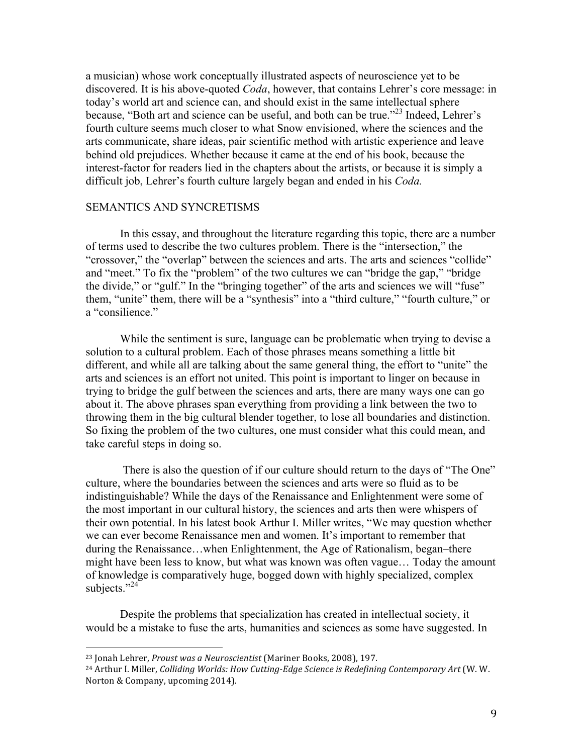a musician) whose work conceptually illustrated aspects of neuroscience yet to be discovered. It is his above-quoted *Coda*, however, that contains Lehrer's core message: in today's world art and science can, and should exist in the same intellectual sphere because, "Both art and science can be useful, and both can be true."[23] Indeed, Lehrer's fourth culture seems much closer to what Snow envisioned, where the sciences and the arts communicate, share ideas, pair scientific method with artistic experience and leave behind old prejudices. Whether because it came at the end of his book, because the interest-factor for readers lied in the chapters about the artists, or because it is simply a difficult job, Lehrer's fourth culture largely began and ended in his *Coda.*

## SEMANTICS AND SYNCRETISMS

In this essay, and throughout the literature regarding this topic, there are a number of terms used to describe the two cultures problem. There is the "intersection," the "crossover," the "overlap" between the sciences and arts. The arts and sciences "collide" and "meet." To fix the "problem" of the two cultures we can "bridge the gap," "bridge the divide," or "gulf." In the "bringing together" of the arts and sciences we will "fuse" them, "unite" them, there will be a "synthesis" into a "third culture," "fourth culture," or a "consilience."

While the sentiment is sure, language can be problematic when trying to devise a solution to a cultural problem. Each of those phrases means something a little bit different, and while all are talking about the same general thing, the effort to "unite" the arts and sciences is an effort not united. This point is important to linger on because in trying to bridge the gulf between the sciences and arts, there are many ways one can go about it. The above phrases span everything from providing a link between the two to throwing them in the big cultural blender together, to lose all boundaries and distinction. So fixing the problem of the two cultures, one must consider what this could mean, and take careful steps in doing so.

There is also the question of if our culture should return to the days of "The One" culture, where the boundaries between the sciences and arts were so fluid as to be indistinguishable? While the days of the Renaissance and Enlightenment were some of the most important in our cultural history, the sciences and arts then were whispers of their own potential. In his latest book Arthur I. Miller writes, "We may question whether we can ever become Renaissance men and women. It's important to remember that during the Renaissance…when Enlightenment, the Age of Rationalism, began–there might have been less to know, but what was known was often vague… Today the amount of knowledge is comparatively huge, bogged down with highly specialized, complex subjects."[24]

Despite the problems that specialization has created in intellectual society, it would be a mistake to fuse the arts, humanities and sciences as some have suggested. In

---

[23] Jonah Lehrer, *Proust was a Neuroscientist* (Mariner Books, 2008), 197.

[24] Arthur I. Miller, *Colliding Worlds: How Cutting-Edge Science is Redefining Contemporary Art* (W. W. Norton & Company, upcoming 2014).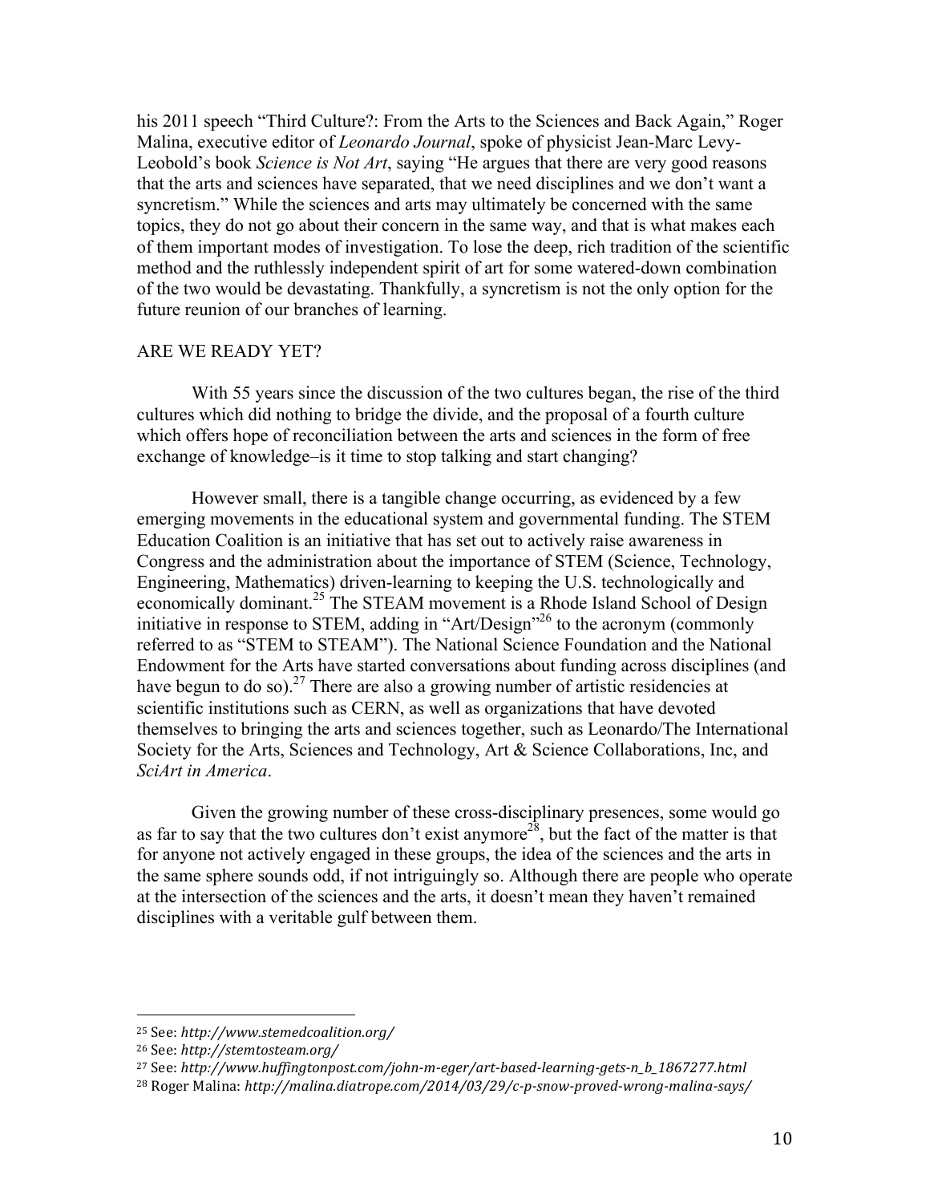his 2011 speech "Third Culture?: From the Arts to the Sciences and Back Again," Roger Malina, executive editor of *Leonardo Journal*, spoke of physicist Jean-Marc Levy-Leobold's book *Science is Not Art*, saying "He argues that there are very good reasons that the arts and sciences have separated, that we need disciplines and we don't want a syncretism." While the sciences and arts may ultimately be concerned with the same topics, they do not go about their concern in the same way, and that is what makes each of them important modes of investigation. To lose the deep, rich tradition of the scientific method and the ruthlessly independent spirit of art for some watered-down combination of the two would be devastating. Thankfully, a syncretism is not the only option for the future reunion of our branches of learning.

## ARE WE READY YET?

With 55 years since the discussion of the two cultures began, the rise of the third cultures which did nothing to bridge the divide, and the proposal of a fourth culture which offers hope of reconciliation between the arts and sciences in the form of free exchange of knowledge–is it time to stop talking and start changing?

However small, there is a tangible change occurring, as evidenced by a few emerging movements in the educational system and governmental funding. The STEM Education Coalition is an initiative that has set out to actively raise awareness in Congress and the administration about the importance of STEM (Science, Technology, Engineering, Mathematics) driven-learning to keeping the U.S. technologically and economically dominant.[25] The STEAM movement is a Rhode Island School of Design initiative in response to STEM, adding in "Art/Design"[26] to the acronym (commonly referred to as "STEM to STEAM"). The National Science Foundation and the National Endowment for the Arts have started conversations about funding across disciplines (and have begun to do so).[27] There are also a growing number of artistic residencies at scientific institutions such as CERN, as well as organizations that have devoted themselves to bringing the arts and sciences together, such as Leonardo/The International Society for the Arts, Sciences and Technology, Art & Science Collaborations, Inc, and *SciArt in America*.

Given the growing number of these cross-disciplinary presences, some would go as far to say that the two cultures don't exist anymore[28], but the fact of the matter is that for anyone not actively engaged in these groups, the idea of the sciences and the arts in the same sphere sounds odd, if not intriguingly so. Although there are people who operate at the intersection of the sciences and the arts, it doesn't mean they haven't remained disciplines with a veritable gulf between them.

---

[25] See: *http://www.stemedcoalition.org/*

[26] See: *http://stemtosteam.org/*

[27] See: *http://www.huffingtonpost.com/john-m-eger/art-based-learning-gets-n_b_1867277.html*

[28] Roger Malina: *http://malina.diatrope.com/2014/03/29/c-p-snow-proved-wrong-malina-says/*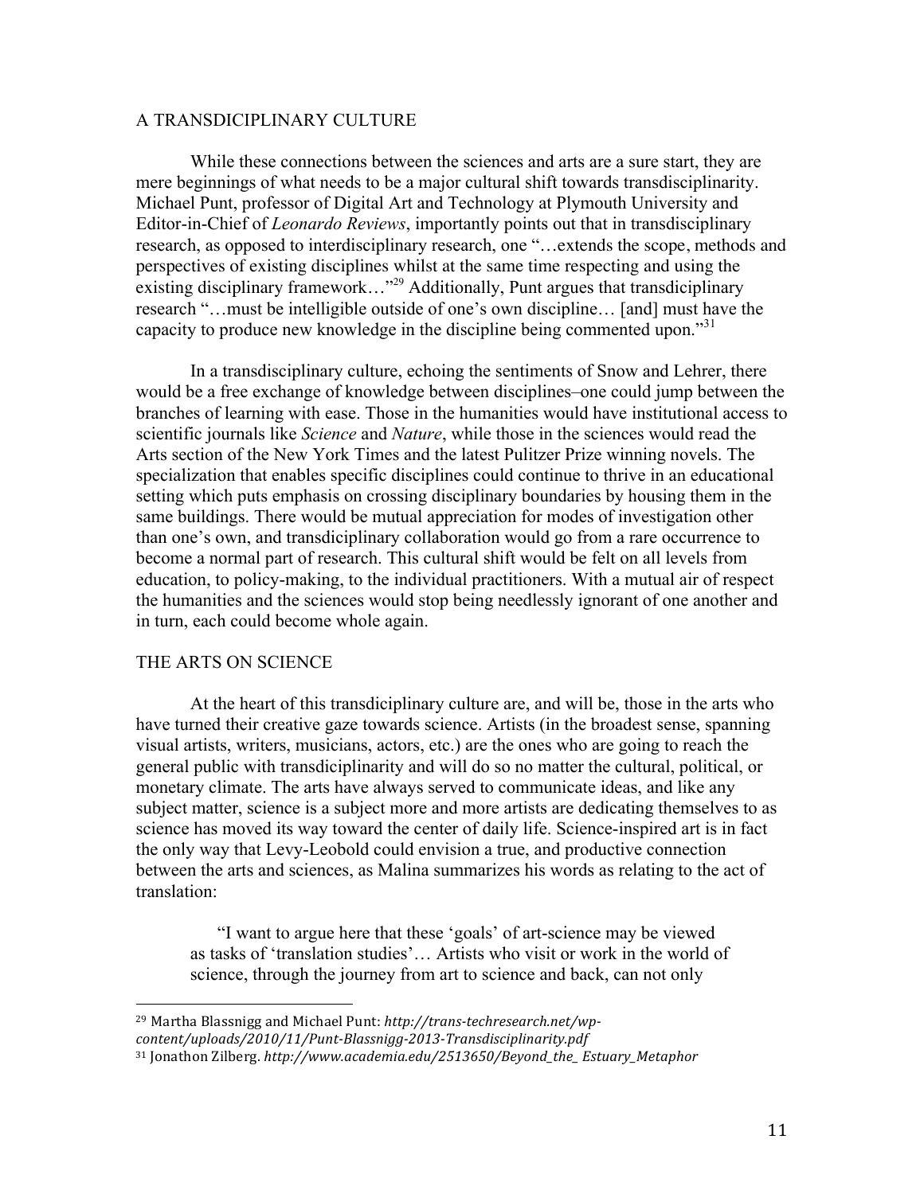## A TRANSDICIPLINARY CULTURE

While these connections between the sciences and arts are a sure start, they are mere beginnings of what needs to be a major cultural shift towards transdisciplinarity. Michael Punt, professor of Digital Art and Technology at Plymouth University and Editor-in-Chief of *Leonardo Reviews*, importantly points out that in transdisciplinary research, as opposed to interdisciplinary research, one "…extends the scope, methods and perspectives of existing disciplines whilst at the same time respecting and using the existing disciplinary framework…"[29] Additionally, Punt argues that transdisciplinary research "…must be intelligible outside of one's own discipline… [and] must have the capacity to produce new knowledge in the discipline being commented upon."[31]

In a transdisciplinary culture, echoing the sentiments of Snow and Lehrer, there would be a free exchange of knowledge between disciplines–one could jump between the branches of learning with ease. Those in the humanities would have institutional access to scientific journals like *Science* and *Nature*, while those in the sciences would read the Arts section of the New York Times and the latest Pulitzer Prize winning novels. The specialization that enables specific disciplines could continue to thrive in an educational setting which puts emphasis on crossing disciplinary boundaries by housing them in the same buildings. There would be mutual appreciation for modes of investigation other than one's own, and transdiciplinary collaboration would go from a rare occurrence to become a normal part of research. This cultural shift would be felt on all levels from education, to policy-making, to the individual practitioners. With a mutual air of respect the humanities and the sciences would stop being needlessly ignorant of one another and in turn, each could become whole again.

## THE ARTS ON SCIENCE

At the heart of this transdisciplinary culture are, and will be, those in the arts who have turned their creative gaze towards science. Artists (in the broadest sense, spanning visual artists, writers, musicians, actors, etc.) are the ones who are going to reach the general public with transdisciplinarity and will do so no matter the cultural, political, or monetary climate. The arts have always served to communicate ideas, and like any subject matter, science is a subject more and more artists are dedicating themselves to as science has moved its way toward the center of daily life. Science-inspired art is in fact the only way that Levy-Leobold could envision a true, and productive connection between the arts and sciences, as Malina summarizes his words as relating to the act of translation:

> "I want to argue here that these 'goals' of art-science may be viewed as tasks of 'translation studies'… Artists who visit or work in the world of science, through the journey from art to science and back, can not only

---

[29] Martha Blassnigg and Michael Punt: *http://trans-techresearch.net/wp-content/uploads/2010/11/Punt-Blassnigg-2013-Transdisciplinarity.pdf*

[31] Jonathon Zilberg. *http://www.academia.edu/2513650/Beyond_the_ Estuary_Metaphor*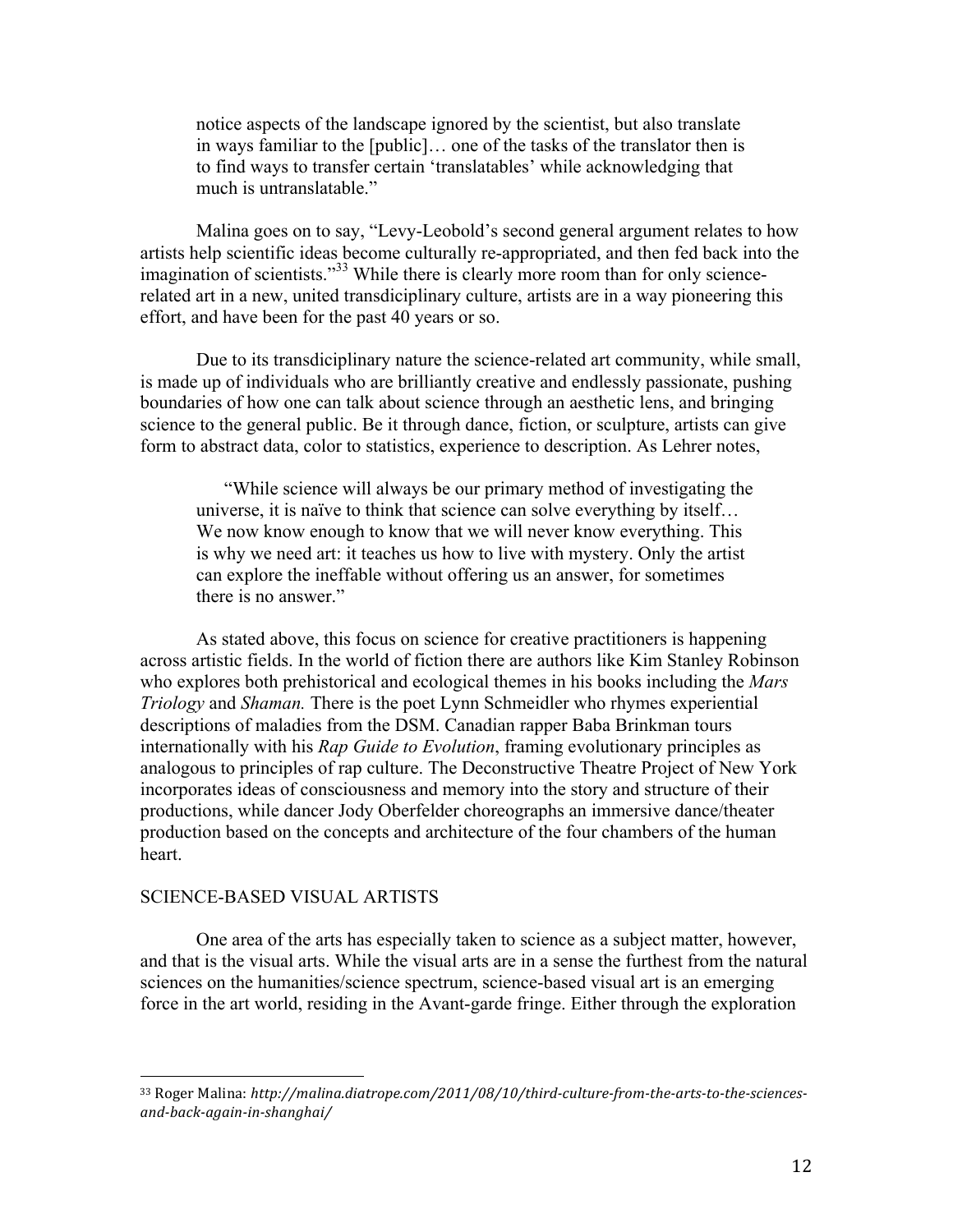> notice aspects of the landscape ignored by the scientist, but also translate in ways familiar to the [public]… one of the tasks of the translator then is to find ways to transfer certain 'translatables' while acknowledging that much is untranslatable."

Malina goes on to say, "Levy-Leobold's second general argument relates to how artists help scientific ideas become culturally re-appropriated, and then fed back into the imagination of scientists."[33] While there is clearly more room than for only science-related art in a new, united transdiciplinary culture, artists are in a way pioneering this effort, and have been for the past 40 years or so.

Due to its transdiciplinary nature the science-related art community, while small, is made up of individuals who are brilliantly creative and endlessly passionate, pushing boundaries of how one can talk about science through an aesthetic lens, and bringing science to the general public. Be it through dance, fiction, or sculpture, artists can give form to abstract data, color to statistics, experience to description. As Lehrer notes,

> "While science will always be our primary method of investigating the universe, it is naïve to think that science can solve everything by itself… We now know enough to know that we will never know everything. This is why we need art: it teaches us how to live with mystery. Only the artist can explore the ineffable without offering us an answer, for sometimes there is no answer."

As stated above, this focus on science for creative practitioners is happening across artistic fields. In the world of fiction there are authors like Kim Stanley Robinson who explores both prehistorical and ecological themes in his books including the *Mars Triology* and *Shaman.* There is the poet Lynn Schmeidler who rhymes experiential descriptions of maladies from the DSM. Canadian rapper Baba Brinkman tours internationally with his *Rap Guide to Evolution*, framing evolutionary principles as analogous to principles of rap culture. The Deconstructive Theatre Project of New York incorporates ideas of consciousness and memory into the story and structure of their productions, while dancer Jody Oberfelder choreographs an immersive dance/theater production based on the concepts and architecture of the four chambers of the human heart.

## SCIENCE-BASED VISUAL ARTISTS

One area of the arts has especially taken to science as a subject matter, however, and that is the visual arts. While the visual arts are in a sense the furthest from the natural sciences on the humanities/science spectrum, science-based visual art is an emerging force in the art world, residing in the Avant-garde fringe. Either through the exploration

---

[33] Roger Malina: *http://malina.diatrope.com/2011/08/10/third-culture-from-the-arts-to-the-sciences-and-back-again-in-shanghai/*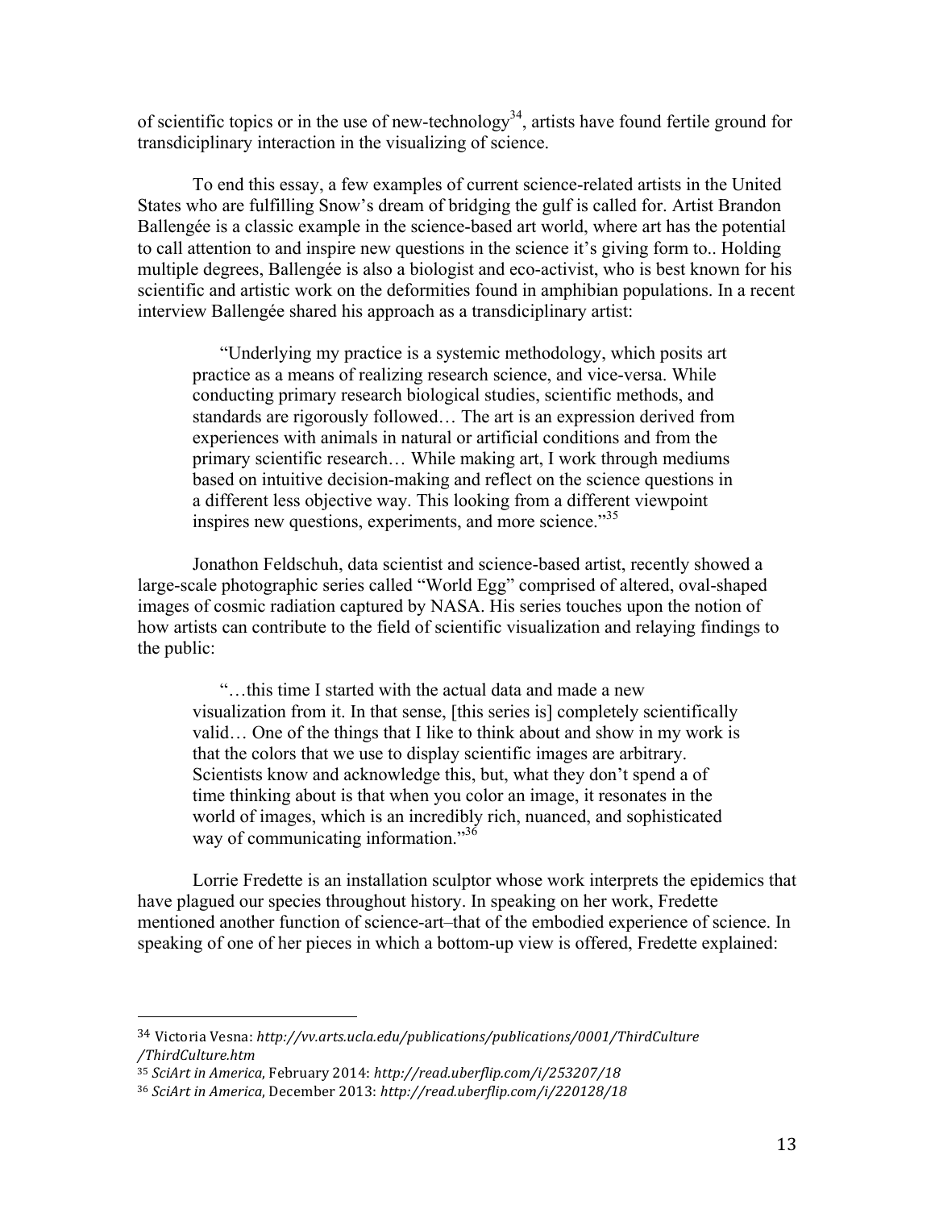of scientific topics or in the use of new-technology[34], artists have found fertile ground for transdiciplinary interaction in the visualizing of science.

To end this essay, a few examples of current science-related artists in the United States who are fulfilling Snow's dream of bridging the gulf is called for. Artist Brandon Ballengée is a classic example in the science-based art world, where art has the potential to call attention to and inspire new questions in the science it's giving form to.. Holding multiple degrees, Ballengée is also a biologist and eco-activist, who is best known for his scientific and artistic work on the deformities found in amphibian populations. In a recent interview Ballengée shared his approach as a transdiciplinary artist:

> "Underlying my practice is a systemic methodology, which posits art practice as a means of realizing research science, and vice-versa. While conducting primary research biological studies, scientific methods, and standards are rigorously followed… The art is an expression derived from experiences with animals in natural or artificial conditions and from the primary scientific research… While making art, I work through mediums based on intuitive decision-making and reflect on the science questions in a different less objective way. This looking from a different viewpoint inspires new questions, experiments, and more science."[35]

Jonathon Feldschuh, data scientist and science-based artist, recently showed a large-scale photographic series called "World Egg" comprised of altered, oval-shaped images of cosmic radiation captured by NASA. His series touches upon the notion of how artists can contribute to the field of scientific visualization and relaying findings to the public:

> "…this time I started with the actual data and made a new visualization from it. In that sense, [this series is] completely scientifically valid… One of the things that I like to think about and show in my work is that the colors that we use to display scientific images are arbitrary. Scientists know and acknowledge this, but, what they don't spend a of time thinking about is that when you color an image, it resonates in the world of images, which is an incredibly rich, nuanced, and sophisticated way of communicating information."[36]

Lorrie Fredette is an installation sculptor whose work interprets the epidemics that have plagued our species throughout history. In speaking on her work, Fredette mentioned another function of science-art–that of the embodied experience of science. In speaking of one of her pieces in which a bottom-up view is offered, Fredette explained:

---

[34] Victoria Vesna: *http://vv.arts.ucla.edu/publications/publications/0001/ThirdCulture/ThirdCulture.htm*

[35] *SciArt in America*, February 2014: *http://read.uberflip.com/i/253207/18*

[36] *SciArt in America*, December 2013: *http://read.uberflip.com/i/220128/18*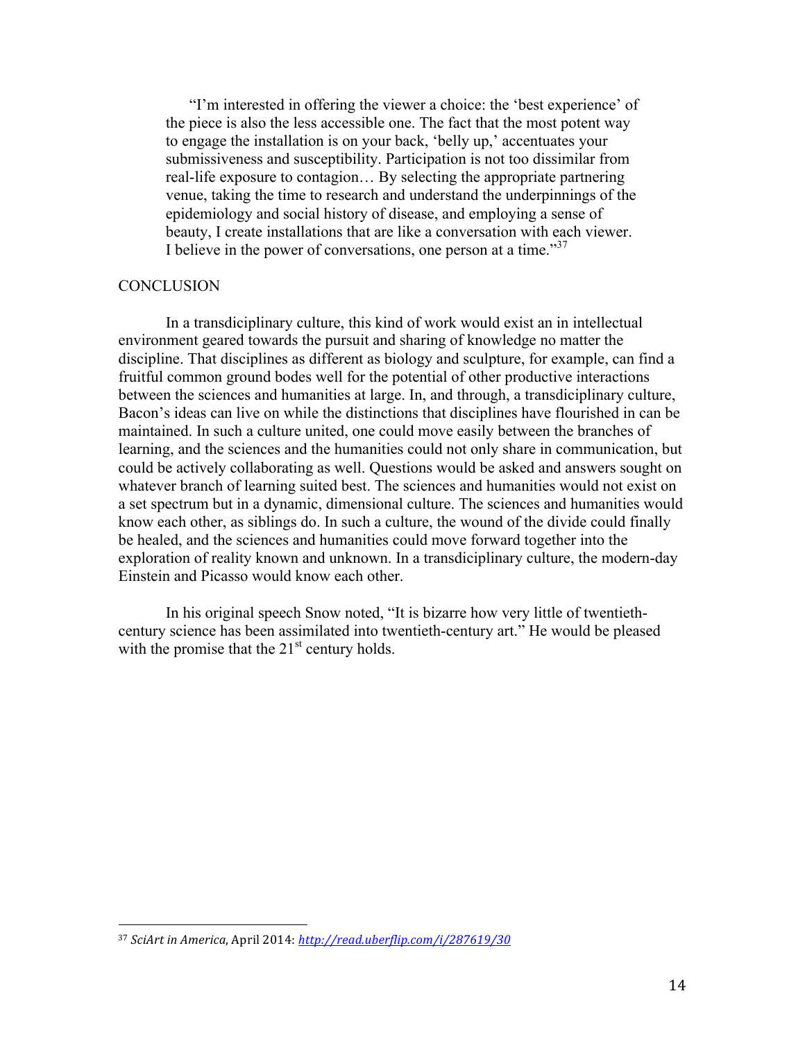> "I'm interested in offering the viewer a choice: the 'best experience' of the piece is also the less accessible one. The fact that the most potent way to engage the installation is on your back, 'belly up,' accentuates your submissiveness and susceptibility. Participation is not too dissimilar from real-life exposure to contagion… By selecting the appropriate partnering venue, taking the time to research and understand the underpinnings of the epidemiology and social history of disease, and employing a sense of beauty, I create installations that are like a conversation with each viewer. I believe in the power of conversations, one person at a time."[37]

## CONCLUSION

In a transdiciplinary culture, this kind of work would exist an in intellectual environment geared towards the pursuit and sharing of knowledge no matter the discipline. That disciplines as different as biology and sculpture, for example, can find a fruitful common ground bodes well for the potential of other productive interactions between the sciences and humanities at large. In, and through, a transdiciplinary culture, Bacon's ideas can live on while the distinctions that disciplines have flourished in can be maintained. In such a culture united, one could move easily between the branches of learning, and the sciences and the humanities could not only share in communication, but could be actively collaborating as well. Questions would be asked and answers sought on whatever branch of learning suited best. The sciences and humanities would not exist on a set spectrum but in a dynamic, dimensional culture. The sciences and humanities would know each other, as siblings do. In such a culture, the wound of the divide could finally be healed, and the sciences and humanities could move forward together into the exploration of reality known and unknown. In a transdiciplinary culture, the modern-day Einstein and Picasso would know each other.

In his original speech Snow noted, "It is bizarre how very little of twentieth-century science has been assimilated into twentieth-century art." He would be pleased with the promise that the 21st century holds.

---

[37] *SciArt in America*, April 2014: *http://read.uberflip.com/i/287619/30*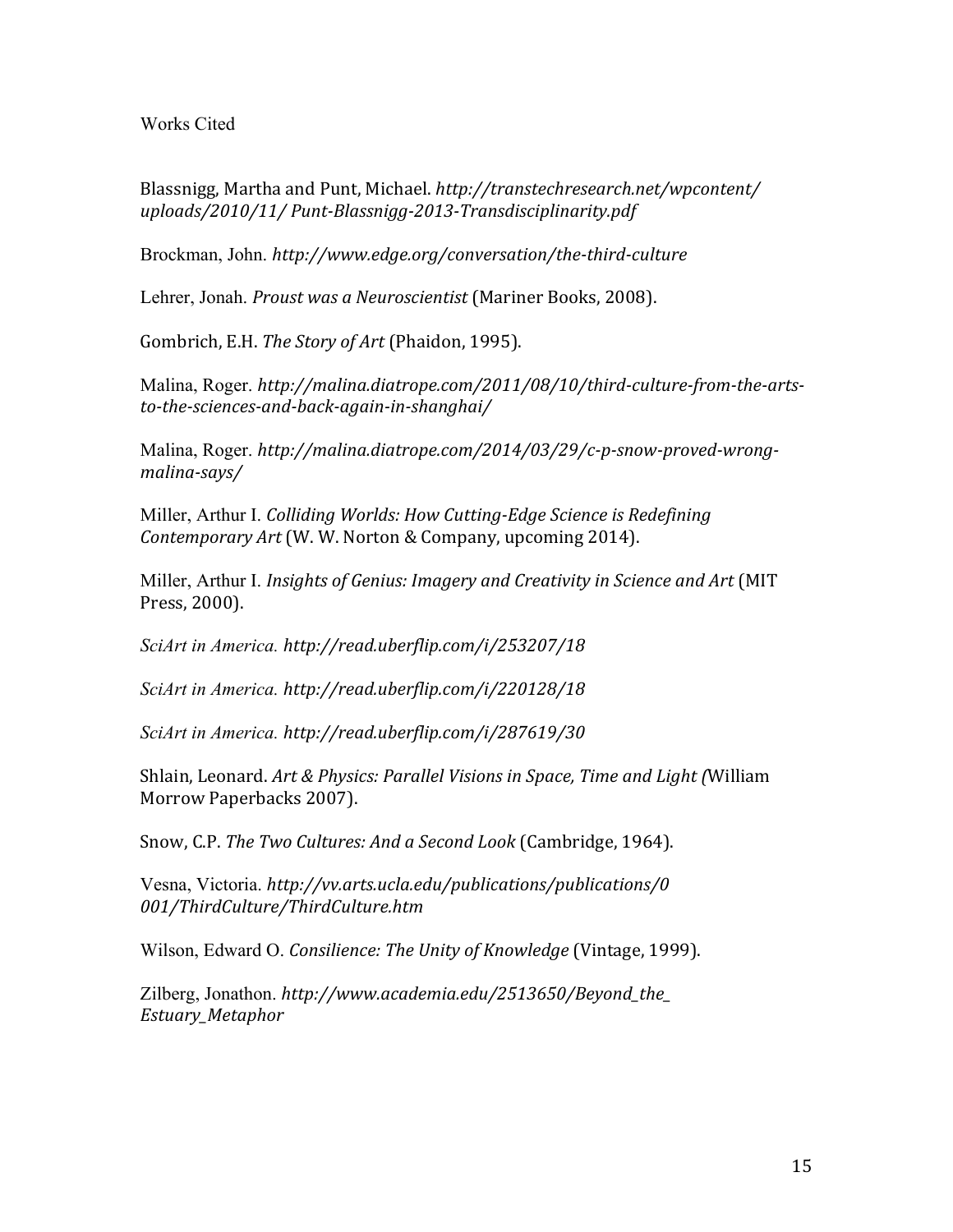Works Cited

Blassnigg, Martha and Punt, Michael. *http://transtechresearch.net/wpcontent/ uploads/2010/11/ Punt-Blassnigg-2013-Transdisciplinarity.pdf*

Brockman, John. *http://www.edge.org/conversation/the-third-culture*

Lehrer, Jonah. *Proust was a Neuroscientist* (Mariner Books, 2008).

Gombrich, E.H. *The Story of Art* (Phaidon, 1995).

Malina, Roger. *http://malina.diatrope.com/2011/08/10/third-culture-from-the-arts-to-the-sciences-and-back-again-in-shanghai/*

Malina, Roger. *http://malina.diatrope.com/2014/03/29/c-p-snow-proved-wrong-malina-says/*

Miller, Arthur I. *Colliding Worlds: How Cutting-Edge Science is Redefining Contemporary Art* (W. W. Norton & Company, upcoming 2014).

Miller, Arthur I. *Insights of Genius: Imagery and Creativity in Science and Art* (MIT Press, 2000).

*SciArt in America. http://read.uberflip.com/i/253207/18*

*SciArt in America. http://read.uberflip.com/i/220128/18*

*SciArt in America. http://read.uberflip.com/i/287619/30*

Shlain, Leonard. *Art & Physics: Parallel Visions in Space, Time and Light (*William Morrow Paperbacks 2007).

Snow, C.P. *The Two Cultures: And a Second Look* (Cambridge, 1964).

Vesna, Victoria. *http://vv.arts.ucla.edu/publications/publications/0 001/ThirdCulture/ThirdCulture.htm*

Wilson, Edward O. *Consilience: The Unity of Knowledge* (Vintage, 1999).

Zilberg, Jonathon. *http://www.academia.edu/2513650/Beyond_the_ Estuary_Metaphor*